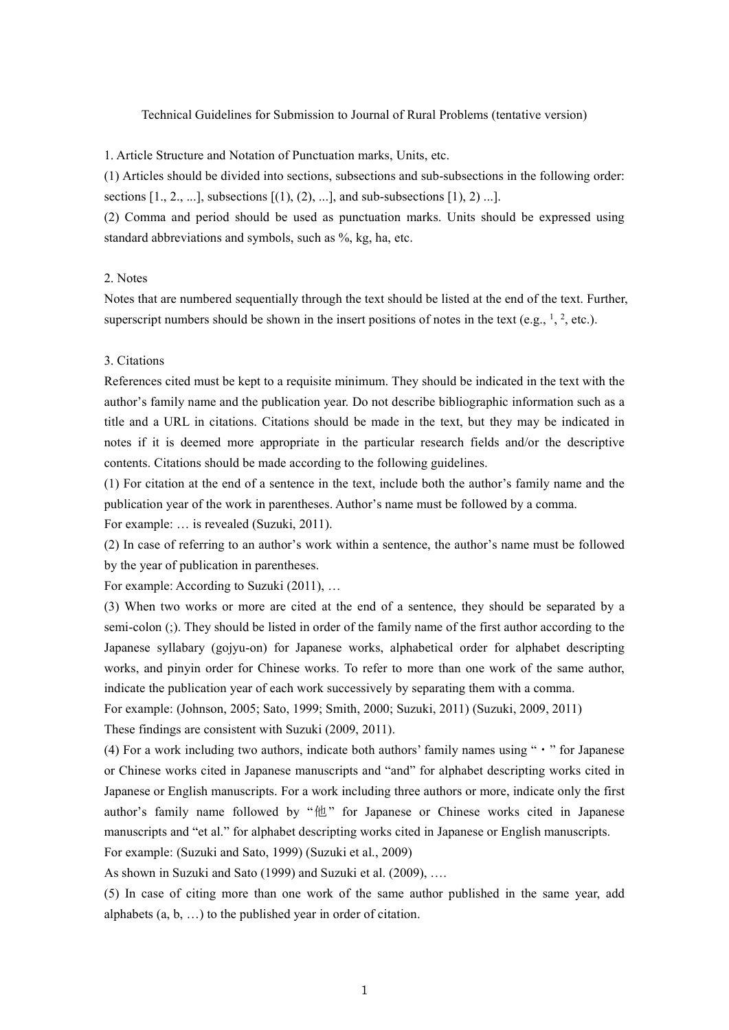Technical Guidelines for Submission to Journal of Rural Problems (tentative version)

1. Article Structure and Notation of Punctuation marks, Units, etc.

(1) Articles should be divided into sections, subsections and sub-subsections in the following order: sections [1., 2., ...], subsections [(1), (2), ...], and sub-subsections [1), 2) ...].

(2) Comma and period should be used as punctuation marks. Units should be expressed using standard abbreviations and symbols, such as %, kg, ha, etc.

2. Notes

Notes that are numbered sequentially through the text should be listed at the end of the text. Further, superscript numbers should be shown in the insert positions of notes in the text (e.g., [1], [2], etc.).

3. Citations

References cited must be kept to a requisite minimum. They should be indicated in the text with the author's family name and the publication year. Do not describe bibliographic information such as a title and a URL in citations. Citations should be made in the text, but they may be indicated in notes if it is deemed more appropriate in the particular research fields and/or the descriptive contents. Citations should be made according to the following guidelines.

(1) For citation at the end of a sentence in the text, include both the author's family name and the publication year of the work in parentheses. Author's name must be followed by a comma.

For example: … is revealed (Suzuki, 2011).

(2) In case of referring to an author's work within a sentence, the author's name must be followed by the year of publication in parentheses.

For example: According to Suzuki (2011), …

(3) When two works or more are cited at the end of a sentence, they should be separated by a semi-colon (;). They should be listed in order of the family name of the first author according to the Japanese syllabary (gojyu-on) for Japanese works, alphabetical order for alphabet descripting works, and pinyin order for Chinese works. To refer to more than one work of the same author, indicate the publication year of each work successively by separating them with a comma.

For example: (Johnson, 2005; Sato, 1999; Smith, 2000; Suzuki, 2011) (Suzuki, 2009, 2011)

These findings are consistent with Suzuki (2009, 2011).

(4) For a work including two authors, indicate both authors' family names using "・" for Japanese or Chinese works cited in Japanese manuscripts and "and" for alphabet descripting works cited in Japanese or English manuscripts. For a work including three authors or more, indicate only the first author's family name followed by "他" for Japanese or Chinese works cited in Japanese manuscripts and "et al." for alphabet descripting works cited in Japanese or English manuscripts.

For example: (Suzuki and Sato, 1999) (Suzuki et al., 2009)

As shown in Suzuki and Sato (1999) and Suzuki et al. (2009), ….

(5) In case of citing more than one work of the same author published in the same year, add alphabets (a, b, …) to the published year in order of citation.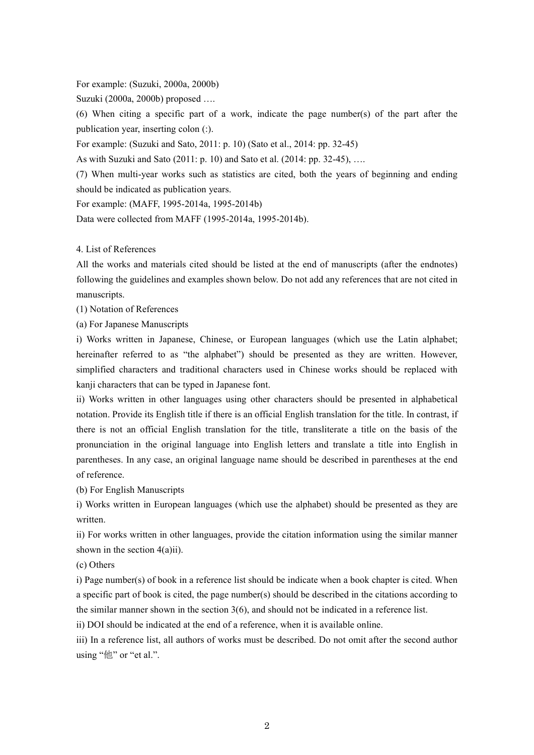For example: (Suzuki, 2000a, 2000b)

Suzuki (2000a, 2000b) proposed ….

(6) When citing a specific part of a work, indicate the page number(s) of the part after the publication year, inserting colon (:).

For example: (Suzuki and Sato, 2011: p. 10) (Sato et al., 2014: pp. 32-45)

As with Suzuki and Sato (2011: p. 10) and Sato et al. (2014: pp. 32-45), ….

(7) When multi-year works such as statistics are cited, both the years of beginning and ending should be indicated as publication years.

For example: (MAFF, 1995-2014a, 1995-2014b)

Data were collected from MAFF (1995-2014a, 1995-2014b).

4. List of References

All the works and materials cited should be listed at the end of manuscripts (after the endnotes) following the guidelines and examples shown below. Do not add any references that are not cited in manuscripts.

(1) Notation of References

(a) For Japanese Manuscripts

i) Works written in Japanese, Chinese, or European languages (which use the Latin alphabet; hereinafter referred to as "the alphabet") should be presented as they are written. However, simplified characters and traditional characters used in Chinese works should be replaced with kanji characters that can be typed in Japanese font.

ii) Works written in other languages using other characters should be presented in alphabetical notation. Provide its English title if there is an official English translation for the title. In contrast, if there is not an official English translation for the title, transliterate a title on the basis of the pronunciation in the original language into English letters and translate a title into English in parentheses. In any case, an original language name should be described in parentheses at the end of reference.

(b) For English Manuscripts

i) Works written in European languages (which use the alphabet) should be presented as they are written.

ii) For works written in other languages, provide the citation information using the similar manner shown in the section 4(a)ii).

(c) Others

i) Page number(s) of book in a reference list should be indicate when a book chapter is cited. When a specific part of book is cited, the page number(s) should be described in the citations according to the similar manner shown in the section 3(6), and should not be indicated in a reference list.

ii) DOI should be indicated at the end of a reference, when it is available online.

iii) In a reference list, all authors of works must be described. Do not omit after the second author using "他" or "et al.".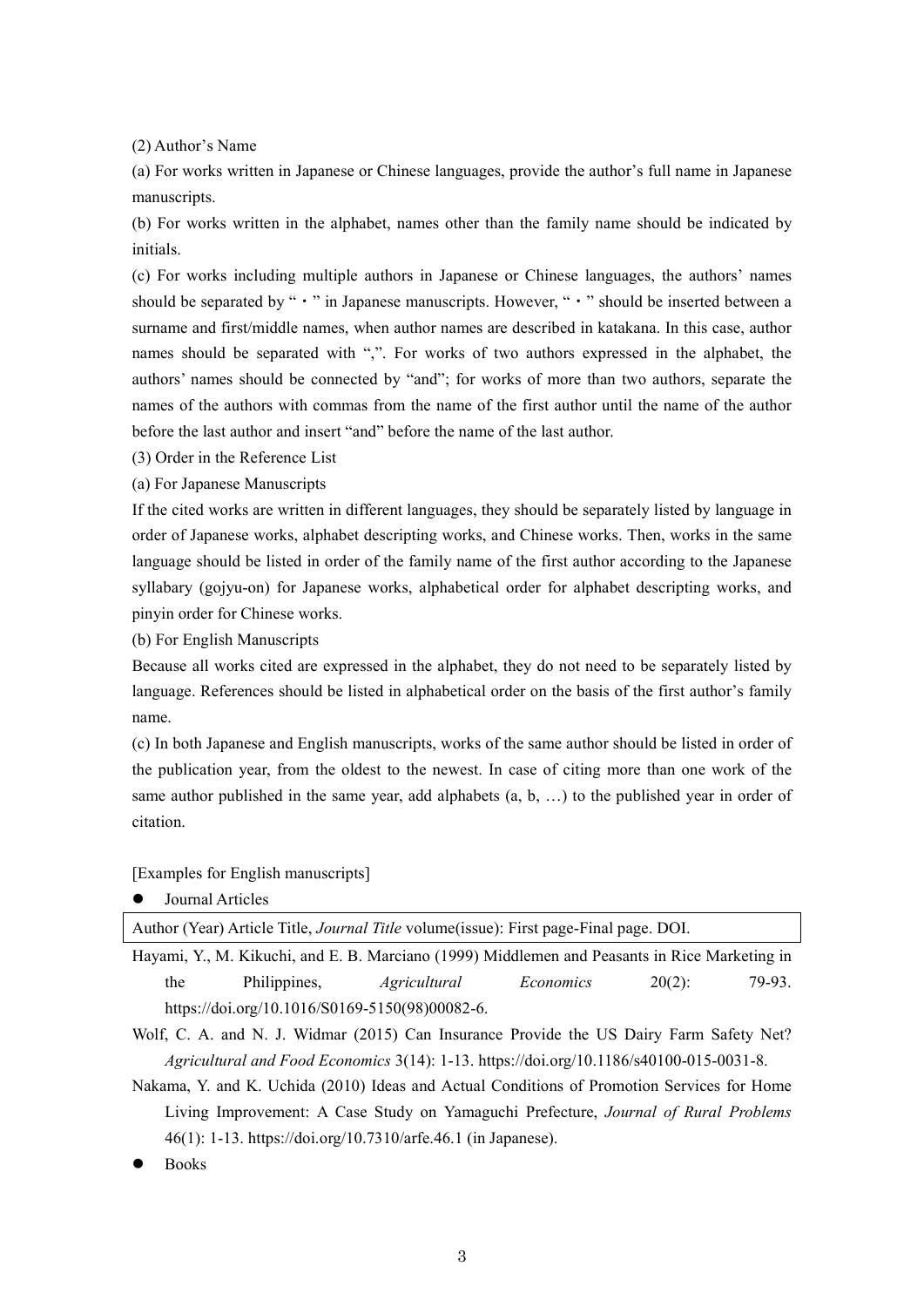(2) Author's Name

(a) For works written in Japanese or Chinese languages, provide the author's full name in Japanese manuscripts.

(b) For works written in the alphabet, names other than the family name should be indicated by initials.

(c) For works including multiple authors in Japanese or Chinese languages, the authors' names should be separated by "・" in Japanese manuscripts. However, "・" should be inserted between a surname and first/middle names, when author names are described in katakana. In this case, author names should be separated with ",". For works of two authors expressed in the alphabet, the authors' names should be connected by "and"; for works of more than two authors, separate the names of the authors with commas from the name of the first author until the name of the author before the last author and insert "and" before the name of the last author.

(3) Order in the Reference List

(a) For Japanese Manuscripts

If the cited works are written in different languages, they should be separately listed by language in order of Japanese works, alphabet descripting works, and Chinese works. Then, works in the same language should be listed in order of the family name of the first author according to the Japanese syllabary (gojyu-on) for Japanese works, alphabetical order for alphabet descripting works, and pinyin order for Chinese works.

(b) For English Manuscripts

Because all works cited are expressed in the alphabet, they do not need to be separately listed by language. References should be listed in alphabetical order on the basis of the first author's family name.

(c) In both Japanese and English manuscripts, works of the same author should be listed in order of the publication year, from the oldest to the newest. In case of citing more than one work of the same author published in the same year, add alphabets (a, b, …) to the published year in order of citation.

[Examples for English manuscripts]

- Journal Articles

| Author (Year) Article Title, *Journal Title* volume(issue): First page-Final page. DOI. |
|---|

Hayami, Y., M. Kikuchi, and E. B. Marciano (1999) Middlemen and Peasants in Rice Marketing in the Philippines, *Agricultural Economics* 20(2): 79-93. https://doi.org/10.1016/S0169-5150(98)00082-6.

Wolf, C. A. and N. J. Widmar (2015) Can Insurance Provide the US Dairy Farm Safety Net? *Agricultural and Food Economics* 3(14): 1-13. https://doi.org/10.1186/s40100-015-0031-8.

Nakama, Y. and K. Uchida (2010) Ideas and Actual Conditions of Promotion Services for Home Living Improvement: A Case Study on Yamaguchi Prefecture, *Journal of Rural Problems* 46(1): 1-13. https://doi.org/10.7310/arfe.46.1 (in Japanese).

- Books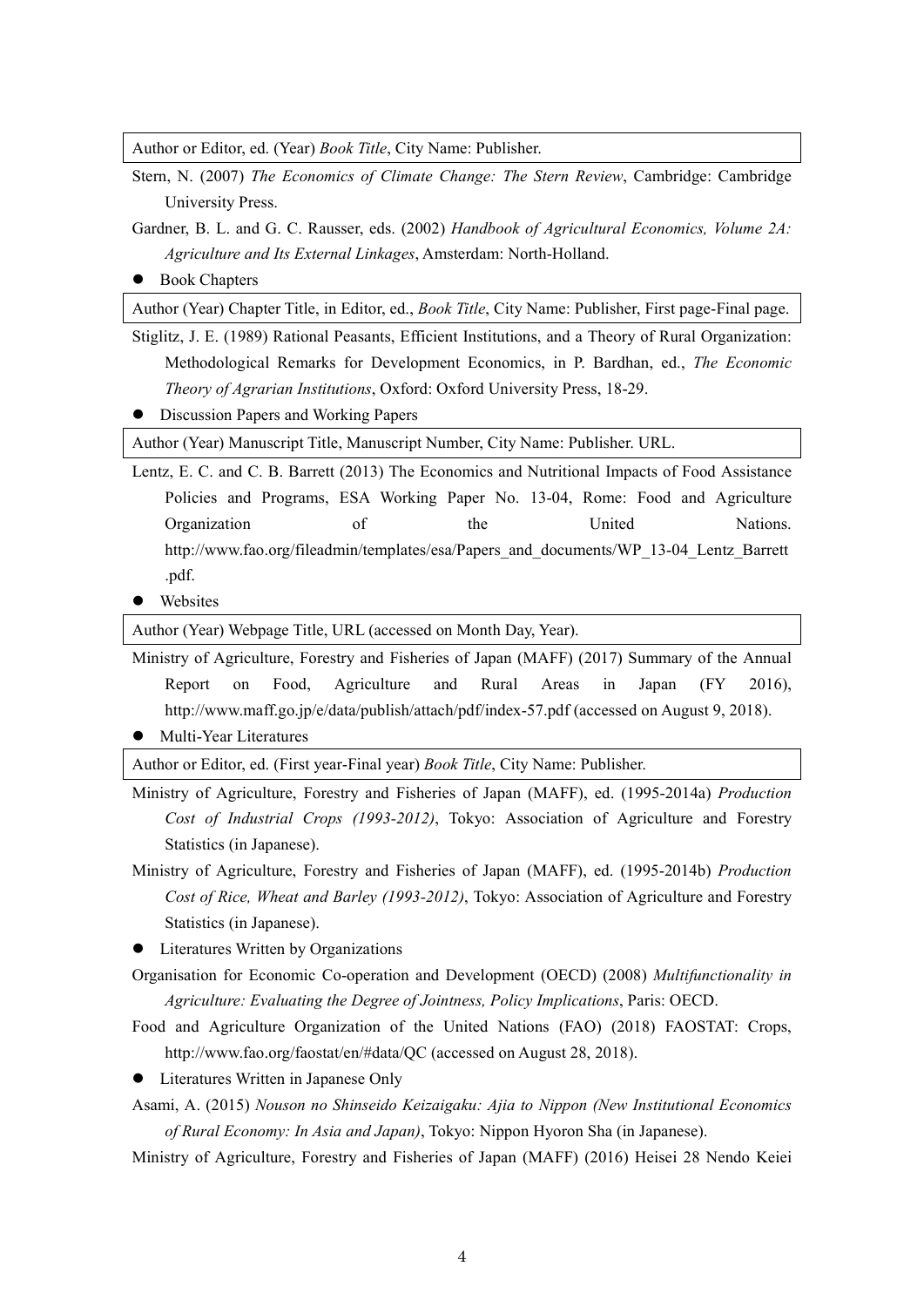Author or Editor, ed. (Year) *Book Title*, City Name: Publisher.

Stern, N. (2007) *The Economics of Climate Change: The Stern Review*, Cambridge: Cambridge University Press.

Gardner, B. L. and G. C. Rausser, eds. (2002) *Handbook of Agricultural Economics, Volume 2A: Agriculture and Its External Linkages*, Amsterdam: North-Holland.

- Book Chapters

Author (Year) Chapter Title, in Editor, ed., *Book Title*, City Name: Publisher, First page-Final page.

Stiglitz, J. E. (1989) Rational Peasants, Efficient Institutions, and a Theory of Rural Organization: Methodological Remarks for Development Economics, in P. Bardhan, ed., *The Economic Theory of Agrarian Institutions*, Oxford: Oxford University Press, 18-29.

- Discussion Papers and Working Papers

Author (Year) Manuscript Title, Manuscript Number, City Name: Publisher. URL.

Lentz, E. C. and C. B. Barrett (2013) The Economics and Nutritional Impacts of Food Assistance Policies and Programs, ESA Working Paper No. 13-04, Rome: Food and Agriculture Organization of the United Nations. http://www.fao.org/fileadmin/templates/esa/Papers_and_documents/WP_13-04_Lentz_Barrett.pdf.

- Websites

Author (Year) Webpage Title, URL (accessed on Month Day, Year).

Ministry of Agriculture, Forestry and Fisheries of Japan (MAFF) (2017) Summary of the Annual Report on Food, Agriculture and Rural Areas in Japan (FY 2016), http://www.maff.go.jp/e/data/publish/attach/pdf/index-57.pdf (accessed on August 9, 2018).

- Multi-Year Literatures

Author or Editor, ed. (First year-Final year) *Book Title*, City Name: Publisher.

Ministry of Agriculture, Forestry and Fisheries of Japan (MAFF), ed. (1995-2014a) *Production Cost of Industrial Crops (1993-2012)*, Tokyo: Association of Agriculture and Forestry Statistics (in Japanese).

Ministry of Agriculture, Forestry and Fisheries of Japan (MAFF), ed. (1995-2014b) *Production Cost of Rice, Wheat and Barley (1993-2012)*, Tokyo: Association of Agriculture and Forestry Statistics (in Japanese).

- Literatures Written by Organizations

Organisation for Economic Co-operation and Development (OECD) (2008) *Multifunctionality in Agriculture: Evaluating the Degree of Jointness, Policy Implications*, Paris: OECD.

Food and Agriculture Organization of the United Nations (FAO) (2018) FAOSTAT: Crops, http://www.fao.org/faostat/en/#data/QC (accessed on August 28, 2018).

- Literatures Written in Japanese Only

Asami, A. (2015) *Nouson no Shinseido Keizaigaku: Ajia to Nippon (New Institutional Economics of Rural Economy: In Asia and Japan)*, Tokyo: Nippon Hyoron Sha (in Japanese).

Ministry of Agriculture, Forestry and Fisheries of Japan (MAFF) (2016) Heisei 28 Nendo Keiei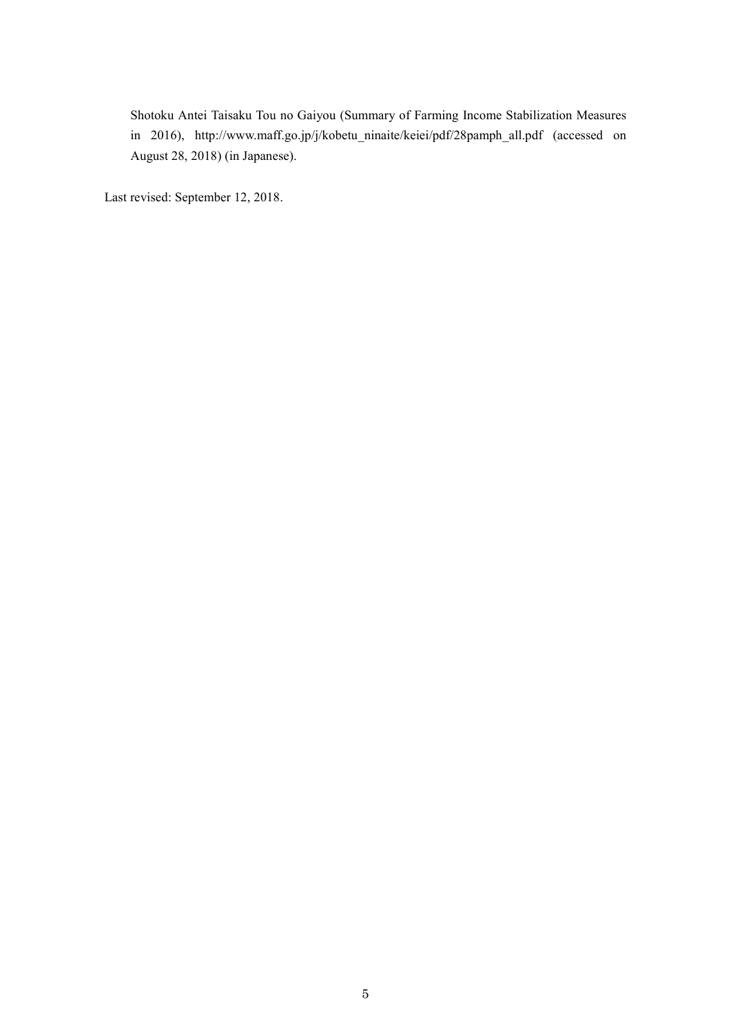Shotoku Antei Taisaku Tou no Gaiyou (Summary of Farming Income Stabilization Measures in 2016), http://www.maff.go.jp/j/kobetu_ninaite/keiei/pdf/28pamph_all.pdf (accessed on August 28, 2018) (in Japanese).

Last revised: September 12, 2018.